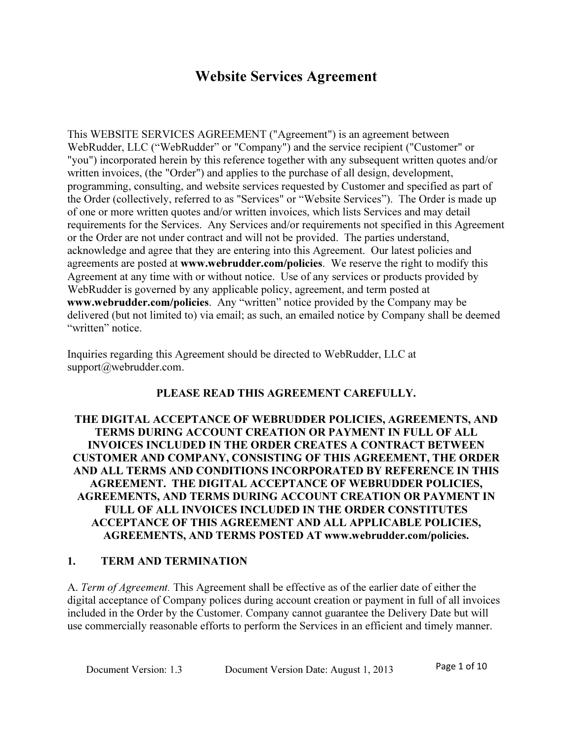# Website Services Agreement

This WEBSITE SERVICES AGREEMENT ("Agreement") is an agreement between WebRudder, LLC ("WebRudder" or "Company") and the service recipient ("Customer" or "you") incorporated herein by this reference together with any subsequent written quotes and/or written invoices, (the "Order") and applies to the purchase of all design, development, programming, consulting, and website services requested by Customer and specified as part of the Order (collectively, referred to as "Services" or "Website Services"). The Order is made up of one or more written quotes and/or written invoices, which lists Services and may detail requirements for the Services. Any Services and/or requirements not specified in this Agreement or the Order are not under contract and will not be provided. The parties understand, acknowledge and agree that they are entering into this Agreement. Our latest policies and agreements are posted at **www.webrudder.com/policies**. We reserve the right to modify this Agreement at any time with or without notice. Use of any services or products provided by WebRudder is governed by any applicable policy, agreement, and term posted at **www.webrudder.com/policies**. Any "written" notice provided by the Company may be delivered (but not limited to) via email; as such, an emailed notice by Company shall be deemed "written" notice.

Inquiries regarding this Agreement should be directed to WebRudder, LLC at support@webrudder.com.

**PLEASE READ THIS AGREEMENT CAREFULLY.**

**THE DIGITAL ACCEPTANCE OF WEBRUDDER POLICIES, AGREEMENTS, AND TERMS DURING ACCOUNT CREATION OR PAYMENT IN FULL OF ALL INVOICES INCLUDED IN THE ORDER CREATES A CONTRACT BETWEEN CUSTOMER AND COMPANY, CONSISTING OF THIS AGREEMENT, THE ORDER AND ALL TERMS AND CONDITIONS INCORPORATED BY REFERENCE IN THIS AGREEMENT. THE DIGITAL ACCEPTANCE OF WEBRUDDER POLICIES, AGREEMENTS, AND TERMS DURING ACCOUNT CREATION OR PAYMENT IN FULL OF ALL INVOICES INCLUDED IN THE ORDER CONSTITUTES ACCEPTANCE OF THIS AGREEMENT AND ALL APPLICABLE POLICIES, AGREEMENTS, AND TERMS POSTED AT www.webrudder.com/policies.**

## 1. TERM AND TERMINATION

A. *Term of Agreement.* This Agreement shall be effective as of the earlier date of either the digital acceptance of Company polices during account creation or payment in full of all invoices included in the Order by the Customer. Company cannot guarantee the Delivery Date but will use commercially reasonable efforts to perform the Services in an efficient and timely manner.

Document Version: 1.3 Document Version Date: August 1, 2013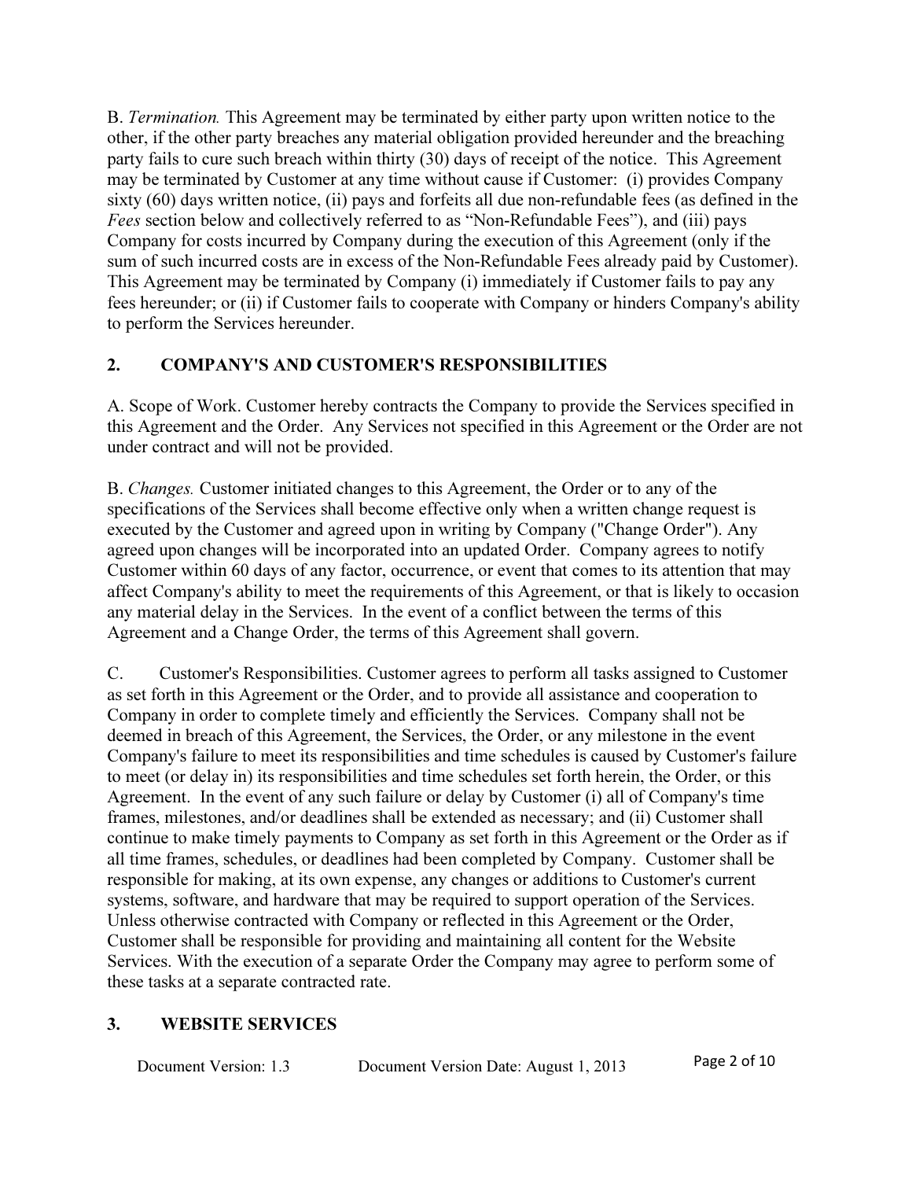B. *Termination.* This Agreement may be terminated by either party upon written notice to the other, if the other party breaches any material obligation provided hereunder and the breaching party fails to cure such breach within thirty (30) days of receipt of the notice. This Agreement may be terminated by Customer at any time without cause if Customer: (i) provides Company sixty (60) days written notice, (ii) pays and forfeits all due non-refundable fees (as defined in the *Fees* section below and collectively referred to as "Non-Refundable Fees"), and (iii) pays Company for costs incurred by Company during the execution of this Agreement (only if the sum of such incurred costs are in excess of the Non-Refundable Fees already paid by Customer). This Agreement may be terminated by Company (i) immediately if Customer fails to pay any fees hereunder; or (ii) if Customer fails to cooperate with Company or hinders Company's ability to perform the Services hereunder.

## 2. COMPANY'S AND CUSTOMER'S RESPONSIBILITIES

A. Scope of Work. Customer hereby contracts the Company to provide the Services specified in this Agreement and the Order. Any Services not specified in this Agreement or the Order are not under contract and will not be provided.

B. *Changes.* Customer initiated changes to this Agreement, the Order or to any of the specifications of the Services shall become effective only when a written change request is executed by the Customer and agreed upon in writing by Company ("Change Order"). Any agreed upon changes will be incorporated into an updated Order. Company agrees to notify Customer within 60 days of any factor, occurrence, or event that comes to its attention that may affect Company's ability to meet the requirements of this Agreement, or that is likely to occasion any material delay in the Services. In the event of a conflict between the terms of this Agreement and a Change Order, the terms of this Agreement shall govern.

C. Customer's Responsibilities. Customer agrees to perform all tasks assigned to Customer as set forth in this Agreement or the Order, and to provide all assistance and cooperation to Company in order to complete timely and efficiently the Services. Company shall not be deemed in breach of this Agreement, the Services, the Order, or any milestone in the event Company's failure to meet its responsibilities and time schedules is caused by Customer's failure to meet (or delay in) its responsibilities and time schedules set forth herein, the Order, or this Agreement. In the event of any such failure or delay by Customer (i) all of Company's time frames, milestones, and/or deadlines shall be extended as necessary; and (ii) Customer shall continue to make timely payments to Company as set forth in this Agreement or the Order as if all time frames, schedules, or deadlines had been completed by Company. Customer shall be responsible for making, at its own expense, any changes or additions to Customer's current systems, software, and hardware that may be required to support operation of the Services. Unless otherwise contracted with Company or reflected in this Agreement or the Order, Customer shall be responsible for providing and maintaining all content for the Website Services. With the execution of a separate Order the Company may agree to perform some of these tasks at a separate contracted rate.

## 3. WEBSITE SERVICES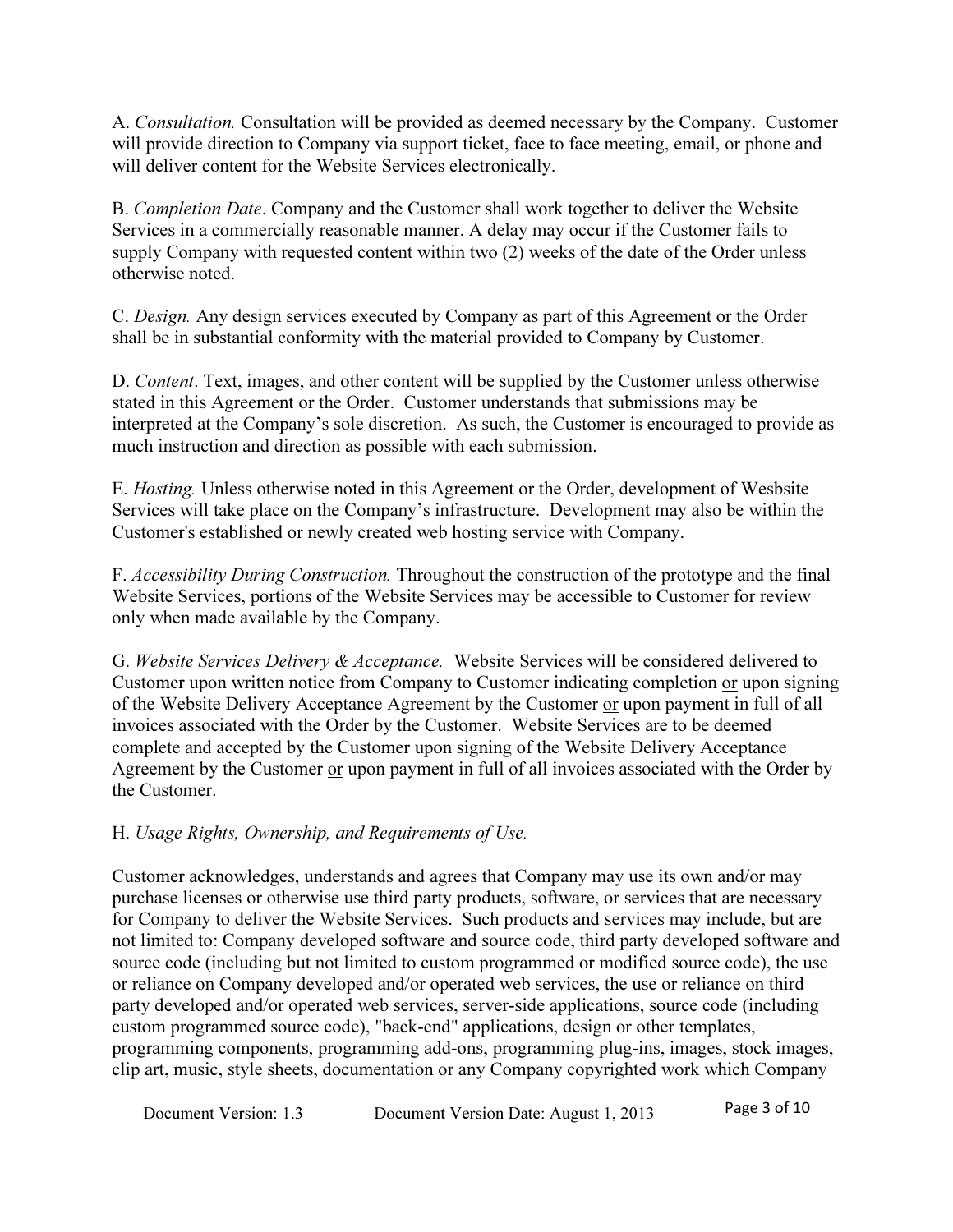A. *Consultation.* Consultation will be provided as deemed necessary by the Company. Customer will provide direction to Company via support ticket, face to face meeting, email, or phone and will deliver content for the Website Services electronically.

B. *Completion Date*. Company and the Customer shall work together to deliver the Website Services in a commercially reasonable manner. A delay may occur if the Customer fails to supply Company with requested content within two (2) weeks of the date of the Order unless otherwise noted.

C. *Design.* Any design services executed by Company as part of this Agreement or the Order shall be in substantial conformity with the material provided to Company by Customer.

D. *Content*. Text, images, and other content will be supplied by the Customer unless otherwise stated in this Agreement or the Order. Customer understands that submissions may be interpreted at the Company's sole discretion. As such, the Customer is encouraged to provide as much instruction and direction as possible with each submission.

E. *Hosting.* Unless otherwise noted in this Agreement or the Order, development of Wesbsite Services will take place on the Company's infrastructure. Development may also be within the Customer's established or newly created web hosting service with Company.

F. *Accessibility During Construction.* Throughout the construction of the prototype and the final Website Services, portions of the Website Services may be accessible to Customer for review only when made available by the Company.

G. *Website Services Delivery & Acceptance.* Website Services will be considered delivered to Customer upon written notice from Company to Customer indicating completion <u>or</u> upon signing of the Website Delivery Acceptance Agreement by the Customer <u>or</u> upon payment in full of all invoices associated with the Order by the Customer. Website Services are to be deemed complete and accepted by the Customer upon signing of the Website Delivery Acceptance Agreement by the Customer <u>or</u> upon payment in full of all invoices associated with the Order by the Customer.

H. *Usage Rights, Ownership, and Requirements of Use.*

Customer acknowledges, understands and agrees that Company may use its own and/or may purchase licenses or otherwise use third party products, software, or services that are necessary for Company to deliver the Website Services. Such products and services may include, but are not limited to: Company developed software and source code, third party developed software and source code (including but not limited to custom programmed or modified source code), the use or reliance on Company developed and/or operated web services, the use or reliance on third party developed and/or operated web services, server-side applications, source code (including custom programmed source code), "back-end" applications, design or other templates, programming components, programming add-ons, programming plug-ins, images, stock images, clip art, music, style sheets, documentation or any Company copyrighted work which Company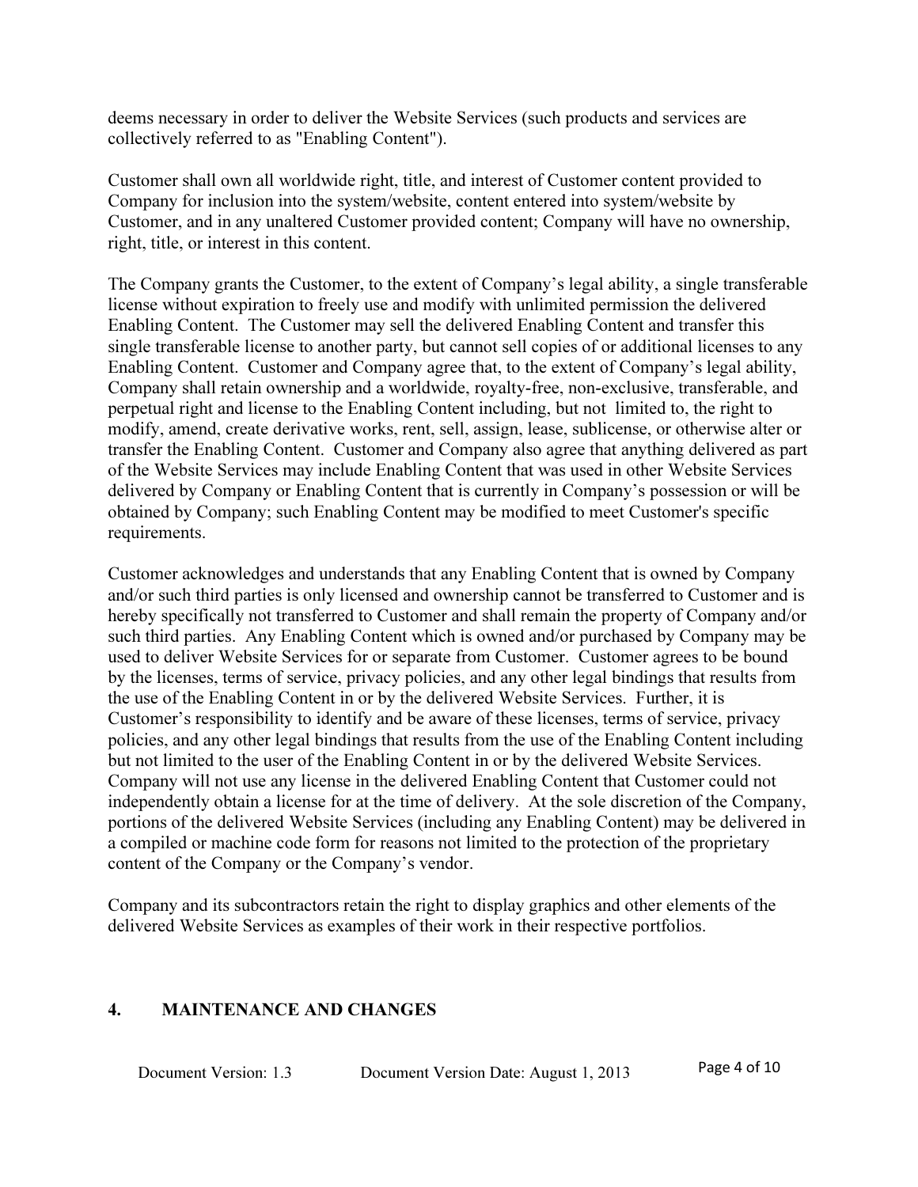deems necessary in order to deliver the Website Services (such products and services are collectively referred to as "Enabling Content").

Customer shall own all worldwide right, title, and interest of Customer content provided to Company for inclusion into the system/website, content entered into system/website by Customer, and in any unaltered Customer provided content; Company will have no ownership, right, title, or interest in this content.

The Company grants the Customer, to the extent of Company's legal ability, a single transferable license without expiration to freely use and modify with unlimited permission the delivered Enabling Content. The Customer may sell the delivered Enabling Content and transfer this single transferable license to another party, but cannot sell copies of or additional licenses to any Enabling Content. Customer and Company agree that, to the extent of Company's legal ability, Company shall retain ownership and a worldwide, royalty-free, non-exclusive, transferable, and perpetual right and license to the Enabling Content including, but not limited to, the right to modify, amend, create derivative works, rent, sell, assign, lease, sublicense, or otherwise alter or transfer the Enabling Content. Customer and Company also agree that anything delivered as part of the Website Services may include Enabling Content that was used in other Website Services delivered by Company or Enabling Content that is currently in Company's possession or will be obtained by Company; such Enabling Content may be modified to meet Customer's specific requirements.

Customer acknowledges and understands that any Enabling Content that is owned by Company and/or such third parties is only licensed and ownership cannot be transferred to Customer and is hereby specifically not transferred to Customer and shall remain the property of Company and/or such third parties. Any Enabling Content which is owned and/or purchased by Company may be used to deliver Website Services for or separate from Customer. Customer agrees to be bound by the licenses, terms of service, privacy policies, and any other legal bindings that results from the use of the Enabling Content in or by the delivered Website Services. Further, it is Customer's responsibility to identify and be aware of these licenses, terms of service, privacy policies, and any other legal bindings that results from the use of the Enabling Content including but not limited to the user of the Enabling Content in or by the delivered Website Services. Company will not use any license in the delivered Enabling Content that Customer could not independently obtain a license for at the time of delivery. At the sole discretion of the Company, portions of the delivered Website Services (including any Enabling Content) may be delivered in a compiled or machine code form for reasons not limited to the protection of the proprietary content of the Company or the Company's vendor.

Company and its subcontractors retain the right to display graphics and other elements of the delivered Website Services as examples of their work in their respective portfolios.

## 4. MAINTENANCE AND CHANGES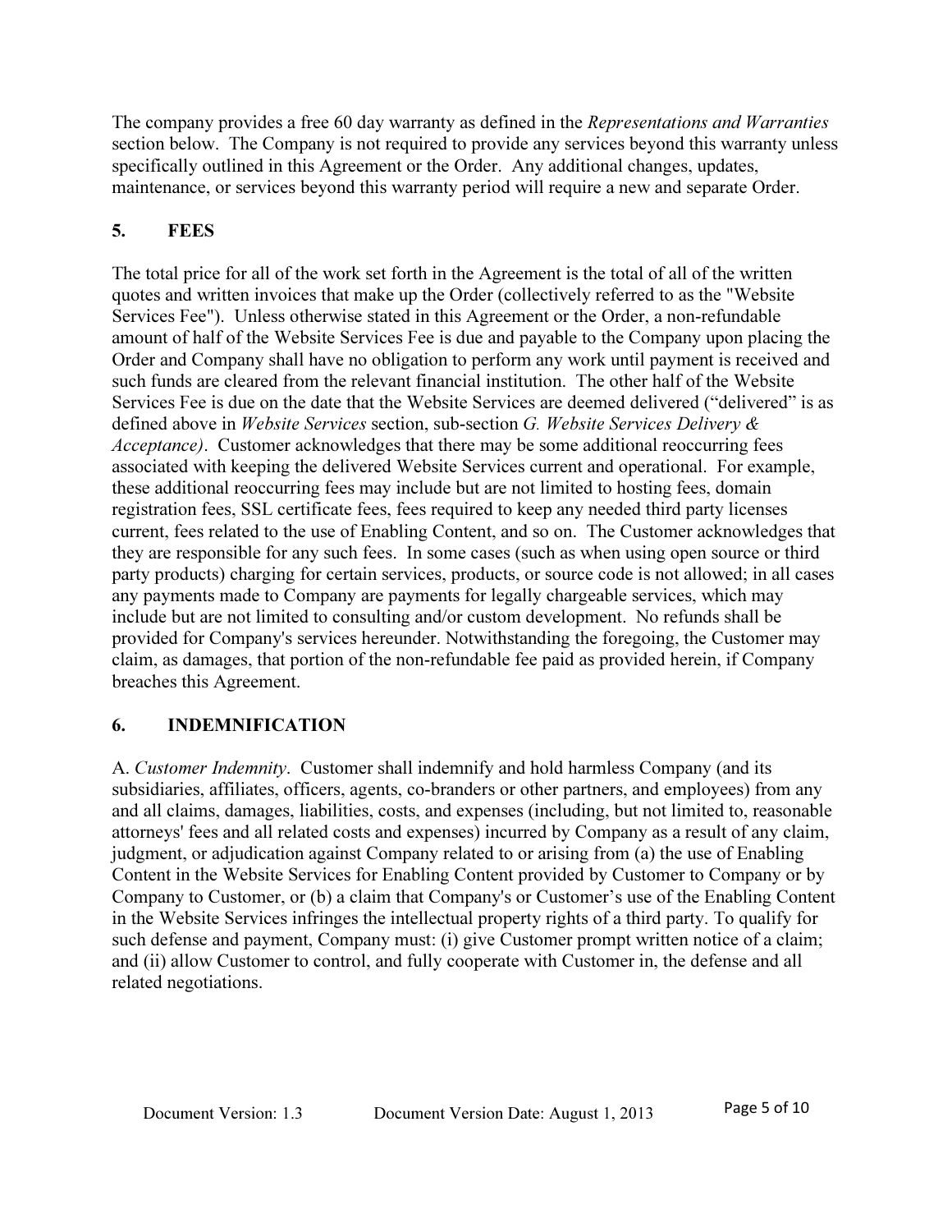The company provides a free 60 day warranty as defined in the *Representations and Warranties* section below. The Company is not required to provide any services beyond this warranty unless specifically outlined in this Agreement or the Order. Any additional changes, updates, maintenance, or services beyond this warranty period will require a new and separate Order.

## 5. FEES

The total price for all of the work set forth in the Agreement is the total of all of the written quotes and written invoices that make up the Order (collectively referred to as the "Website Services Fee"). Unless otherwise stated in this Agreement or the Order, a non-refundable amount of half of the Website Services Fee is due and payable to the Company upon placing the Order and Company shall have no obligation to perform any work until payment is received and such funds are cleared from the relevant financial institution. The other half of the Website Services Fee is due on the date that the Website Services are deemed delivered ("delivered" is as defined above in *Website Services* section, sub-section *G. Website Services Delivery & Acceptance)*. Customer acknowledges that there may be some additional reoccurring fees associated with keeping the delivered Website Services current and operational. For example, these additional reoccurring fees may include but are not limited to hosting fees, domain registration fees, SSL certificate fees, fees required to keep any needed third party licenses current, fees related to the use of Enabling Content, and so on. The Customer acknowledges that they are responsible for any such fees. In some cases (such as when using open source or third party products) charging for certain services, products, or source code is not allowed; in all cases any payments made to Company are payments for legally chargeable services, which may include but are not limited to consulting and/or custom development. No refunds shall be provided for Company's services hereunder. Notwithstanding the foregoing, the Customer may claim, as damages, that portion of the non-refundable fee paid as provided herein, if Company breaches this Agreement.

## 6. INDEMNIFICATION

A. *Customer Indemnity*. Customer shall indemnify and hold harmless Company (and its subsidiaries, affiliates, officers, agents, co-branders or other partners, and employees) from any and all claims, damages, liabilities, costs, and expenses (including, but not limited to, reasonable attorneys' fees and all related costs and expenses) incurred by Company as a result of any claim, judgment, or adjudication against Company related to or arising from (a) the use of Enabling Content in the Website Services for Enabling Content provided by Customer to Company or by Company to Customer, or (b) a claim that Company's or Customer's use of the Enabling Content in the Website Services infringes the intellectual property rights of a third party. To qualify for such defense and payment, Company must: (i) give Customer prompt written notice of a claim; and (ii) allow Customer to control, and fully cooperate with Customer in, the defense and all related negotiations.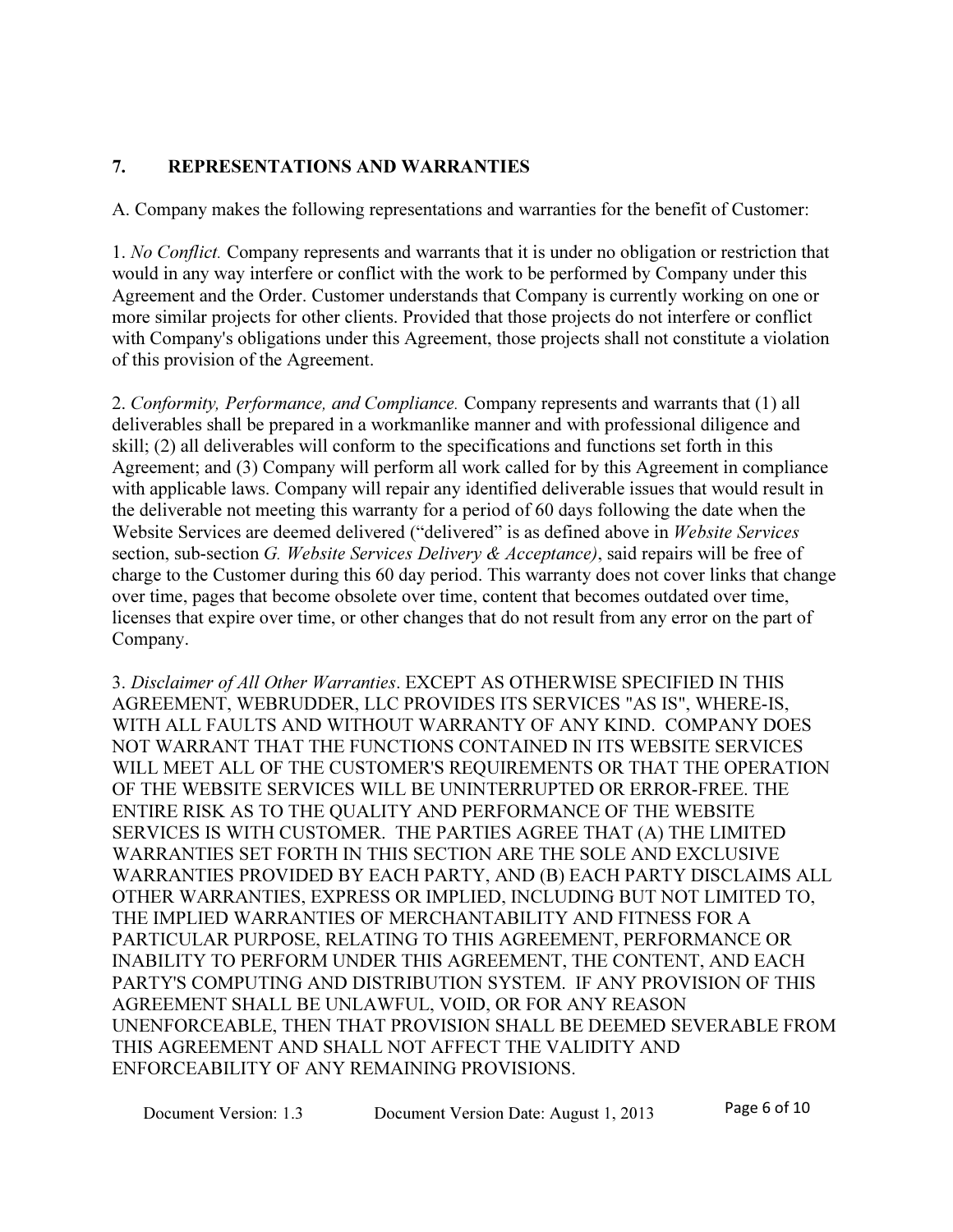## 7. REPRESENTATIONS AND WARRANTIES

A. Company makes the following representations and warranties for the benefit of Customer:

1. *No Conflict.* Company represents and warrants that it is under no obligation or restriction that would in any way interfere or conflict with the work to be performed by Company under this Agreement and the Order. Customer understands that Company is currently working on one or more similar projects for other clients. Provided that those projects do not interfere or conflict with Company's obligations under this Agreement, those projects shall not constitute a violation of this provision of the Agreement.

2. *Conformity, Performance, and Compliance.* Company represents and warrants that (1) all deliverables shall be prepared in a workmanlike manner and with professional diligence and skill; (2) all deliverables will conform to the specifications and functions set forth in this Agreement; and (3) Company will perform all work called for by this Agreement in compliance with applicable laws. Company will repair any identified deliverable issues that would result in the deliverable not meeting this warranty for a period of 60 days following the date when the Website Services are deemed delivered ("delivered" is as defined above in *Website Services* section, sub-section *G. Website Services Delivery & Acceptance)*, said repairs will be free of charge to the Customer during this 60 day period. This warranty does not cover links that change over time, pages that become obsolete over time, content that becomes outdated over time, licenses that expire over time, or other changes that do not result from any error on the part of Company.

3. *Disclaimer of All Other Warranties*. EXCEPT AS OTHERWISE SPECIFIED IN THIS AGREEMENT, WEBRUDDER, LLC PROVIDES ITS SERVICES "AS IS", WHERE-IS, WITH ALL FAULTS AND WITHOUT WARRANTY OF ANY KIND. COMPANY DOES NOT WARRANT THAT THE FUNCTIONS CONTAINED IN ITS WEBSITE SERVICES WILL MEET ALL OF THE CUSTOMER'S REQUIREMENTS OR THAT THE OPERATION OF THE WEBSITE SERVICES WILL BE UNINTERRUPTED OR ERROR-FREE. THE ENTIRE RISK AS TO THE QUALITY AND PERFORMANCE OF THE WEBSITE SERVICES IS WITH CUSTOMER. THE PARTIES AGREE THAT (A) THE LIMITED WARRANTIES SET FORTH IN THIS SECTION ARE THE SOLE AND EXCLUSIVE WARRANTIES PROVIDED BY EACH PARTY, AND (B) EACH PARTY DISCLAIMS ALL OTHER WARRANTIES, EXPRESS OR IMPLIED, INCLUDING BUT NOT LIMITED TO, THE IMPLIED WARRANTIES OF MERCHANTABILITY AND FITNESS FOR A PARTICULAR PURPOSE, RELATING TO THIS AGREEMENT, PERFORMANCE OR INABILITY TO PERFORM UNDER THIS AGREEMENT, THE CONTENT, AND EACH PARTY'S COMPUTING AND DISTRIBUTION SYSTEM. IF ANY PROVISION OF THIS AGREEMENT SHALL BE UNLAWFUL, VOID, OR FOR ANY REASON UNENFORCEABLE, THEN THAT PROVISION SHALL BE DEEMED SEVERABLE FROM THIS AGREEMENT AND SHALL NOT AFFECT THE VALIDITY AND ENFORCEABILITY OF ANY REMAINING PROVISIONS.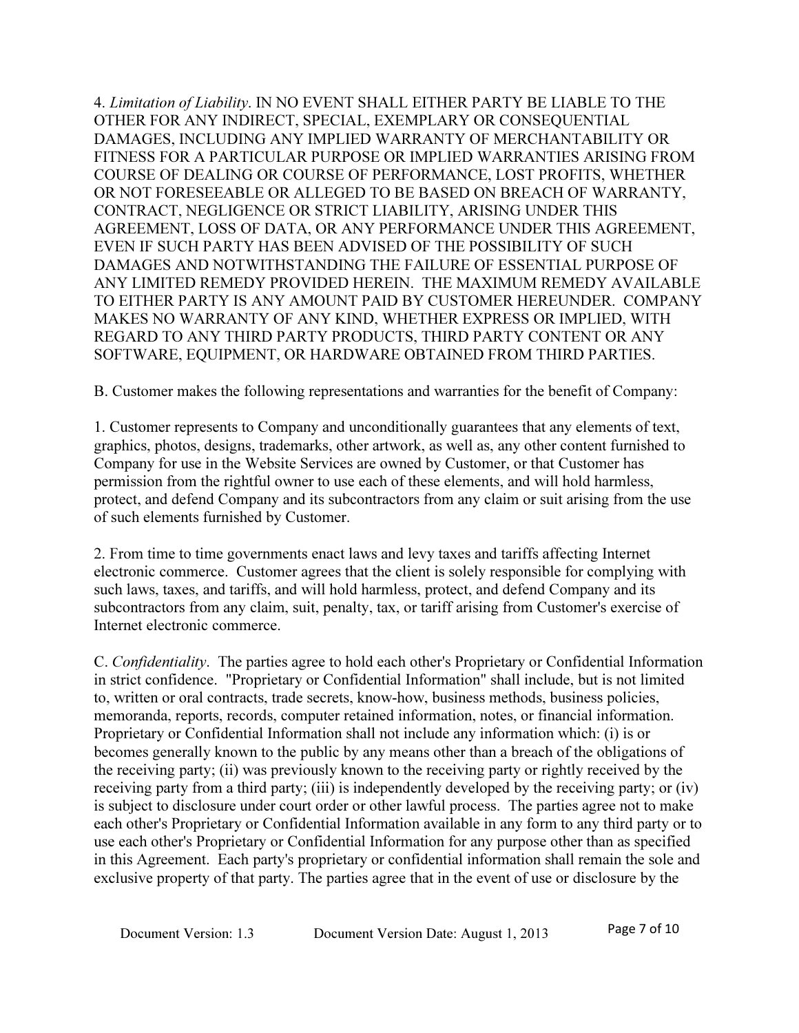4. *Limitation of Liability*. IN NO EVENT SHALL EITHER PARTY BE LIABLE TO THE OTHER FOR ANY INDIRECT, SPECIAL, EXEMPLARY OR CONSEQUENTIAL DAMAGES, INCLUDING ANY IMPLIED WARRANTY OF MERCHANTABILITY OR FITNESS FOR A PARTICULAR PURPOSE OR IMPLIED WARRANTIES ARISING FROM COURSE OF DEALING OR COURSE OF PERFORMANCE, LOST PROFITS, WHETHER OR NOT FORESEEABLE OR ALLEGED TO BE BASED ON BREACH OF WARRANTY, CONTRACT, NEGLIGENCE OR STRICT LIABILITY, ARISING UNDER THIS AGREEMENT, LOSS OF DATA, OR ANY PERFORMANCE UNDER THIS AGREEMENT, EVEN IF SUCH PARTY HAS BEEN ADVISED OF THE POSSIBILITY OF SUCH DAMAGES AND NOTWITHSTANDING THE FAILURE OF ESSENTIAL PURPOSE OF ANY LIMITED REMEDY PROVIDED HEREIN. THE MAXIMUM REMEDY AVAILABLE TO EITHER PARTY IS ANY AMOUNT PAID BY CUSTOMER HEREUNDER. COMPANY MAKES NO WARRANTY OF ANY KIND, WHETHER EXPRESS OR IMPLIED, WITH REGARD TO ANY THIRD PARTY PRODUCTS, THIRD PARTY CONTENT OR ANY SOFTWARE, EQUIPMENT, OR HARDWARE OBTAINED FROM THIRD PARTIES.

B. Customer makes the following representations and warranties for the benefit of Company:

1. Customer represents to Company and unconditionally guarantees that any elements of text, graphics, photos, designs, trademarks, other artwork, as well as, any other content furnished to Company for use in the Website Services are owned by Customer, or that Customer has permission from the rightful owner to use each of these elements, and will hold harmless, protect, and defend Company and its subcontractors from any claim or suit arising from the use of such elements furnished by Customer.

2. From time to time governments enact laws and levy taxes and tariffs affecting Internet electronic commerce. Customer agrees that the client is solely responsible for complying with such laws, taxes, and tariffs, and will hold harmless, protect, and defend Company and its subcontractors from any claim, suit, penalty, tax, or tariff arising from Customer's exercise of Internet electronic commerce.

C. *Confidentiality*. The parties agree to hold each other's Proprietary or Confidential Information in strict confidence. "Proprietary or Confidential Information" shall include, but is not limited to, written or oral contracts, trade secrets, know-how, business methods, business policies, memoranda, reports, records, computer retained information, notes, or financial information. Proprietary or Confidential Information shall not include any information which: (i) is or becomes generally known to the public by any means other than a breach of the obligations of the receiving party; (ii) was previously known to the receiving party or rightly received by the receiving party from a third party; (iii) is independently developed by the receiving party; or (iv) is subject to disclosure under court order or other lawful process. The parties agree not to make each other's Proprietary or Confidential Information available in any form to any third party or to use each other's Proprietary or Confidential Information for any purpose other than as specified in this Agreement. Each party's proprietary or confidential information shall remain the sole and exclusive property of that party. The parties agree that in the event of use or disclosure by the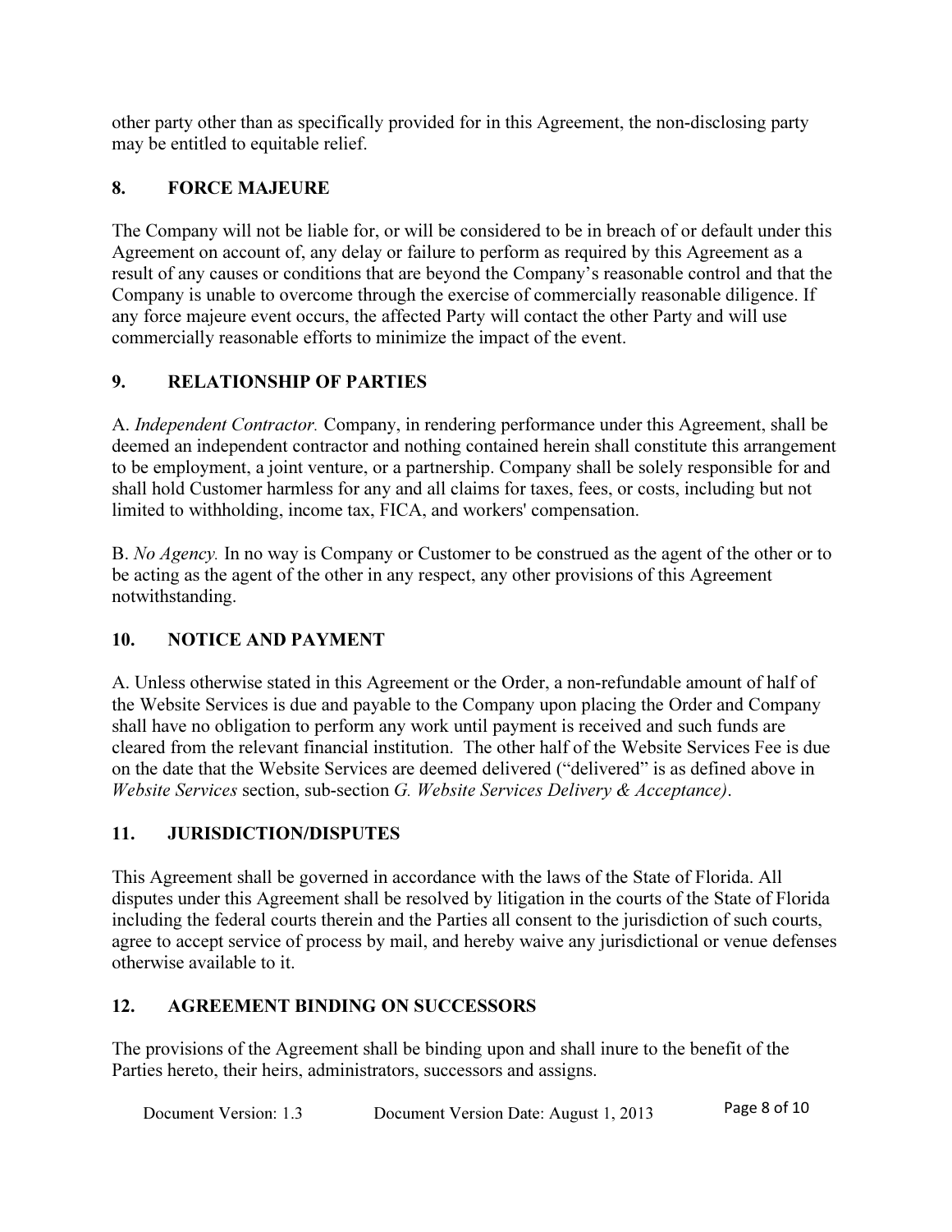other party other than as specifically provided for in this Agreement, the non-disclosing party may be entitled to equitable relief.

## 8. FORCE MAJEURE

The Company will not be liable for, or will be considered to be in breach of or default under this Agreement on account of, any delay or failure to perform as required by this Agreement as a result of any causes or conditions that are beyond the Company's reasonable control and that the Company is unable to overcome through the exercise of commercially reasonable diligence. If any force majeure event occurs, the affected Party will contact the other Party and will use commercially reasonable efforts to minimize the impact of the event.

## 9. RELATIONSHIP OF PARTIES

A. *Independent Contractor.* Company, in rendering performance under this Agreement, shall be deemed an independent contractor and nothing contained herein shall constitute this arrangement to be employment, a joint venture, or a partnership. Company shall be solely responsible for and shall hold Customer harmless for any and all claims for taxes, fees, or costs, including but not limited to withholding, income tax, FICA, and workers' compensation.

B. *No Agency.* In no way is Company or Customer to be construed as the agent of the other or to be acting as the agent of the other in any respect, any other provisions of this Agreement notwithstanding.

## 10. NOTICE AND PAYMENT

A. Unless otherwise stated in this Agreement or the Order, a non-refundable amount of half of the Website Services is due and payable to the Company upon placing the Order and Company shall have no obligation to perform any work until payment is received and such funds are cleared from the relevant financial institution. The other half of the Website Services Fee is due on the date that the Website Services are deemed delivered ("delivered" is as defined above in *Website Services* section, sub-section *G. Website Services Delivery & Acceptance)*.

## 11. JURISDICTION/DISPUTES

This Agreement shall be governed in accordance with the laws of the State of Florida. All disputes under this Agreement shall be resolved by litigation in the courts of the State of Florida including the federal courts therein and the Parties all consent to the jurisdiction of such courts, agree to accept service of process by mail, and hereby waive any jurisdictional or venue defenses otherwise available to it.

## 12. AGREEMENT BINDING ON SUCCESSORS

The provisions of the Agreement shall be binding upon and shall inure to the benefit of the Parties hereto, their heirs, administrators, successors and assigns.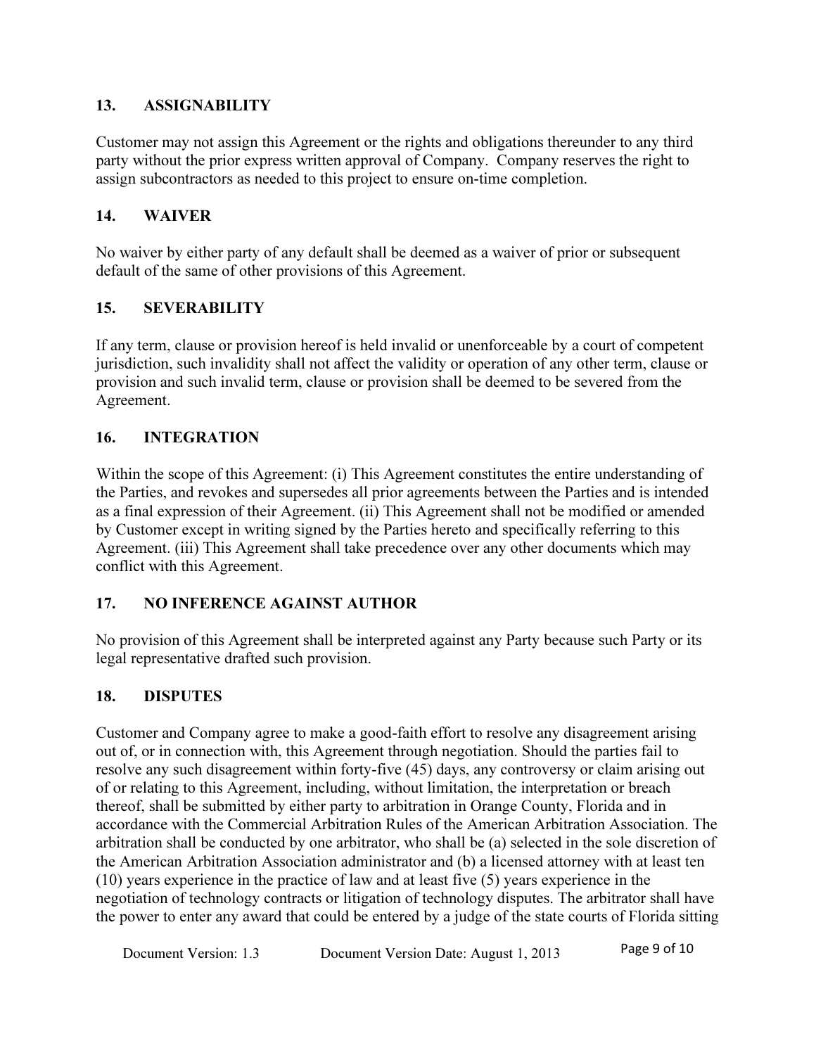## 13. ASSIGNABILITY

Customer may not assign this Agreement or the rights and obligations thereunder to any third party without the prior express written approval of Company. Company reserves the right to assign subcontractors as needed to this project to ensure on-time completion.

## 14. WAIVER

No waiver by either party of any default shall be deemed as a waiver of prior or subsequent default of the same of other provisions of this Agreement.

## 15. SEVERABILITY

If any term, clause or provision hereof is held invalid or unenforceable by a court of competent jurisdiction, such invalidity shall not affect the validity or operation of any other term, clause or provision and such invalid term, clause or provision shall be deemed to be severed from the Agreement.

## 16. INTEGRATION

Within the scope of this Agreement: (i) This Agreement constitutes the entire understanding of the Parties, and revokes and supersedes all prior agreements between the Parties and is intended as a final expression of their Agreement. (ii) This Agreement shall not be modified or amended by Customer except in writing signed by the Parties hereto and specifically referring to this Agreement. (iii) This Agreement shall take precedence over any other documents which may conflict with this Agreement.

## 17. NO INFERENCE AGAINST AUTHOR

No provision of this Agreement shall be interpreted against any Party because such Party or its legal representative drafted such provision.

## 18. DISPUTES

Customer and Company agree to make a good-faith effort to resolve any disagreement arising out of, or in connection with, this Agreement through negotiation. Should the parties fail to resolve any such disagreement within forty-five (45) days, any controversy or claim arising out of or relating to this Agreement, including, without limitation, the interpretation or breach thereof, shall be submitted by either party to arbitration in Orange County, Florida and in accordance with the Commercial Arbitration Rules of the American Arbitration Association. The arbitration shall be conducted by one arbitrator, who shall be (a) selected in the sole discretion of the American Arbitration Association administrator and (b) a licensed attorney with at least ten (10) years experience in the practice of law and at least five (5) years experience in the negotiation of technology contracts or litigation of technology disputes. The arbitrator shall have the power to enter any award that could be entered by a judge of the state courts of Florida sitting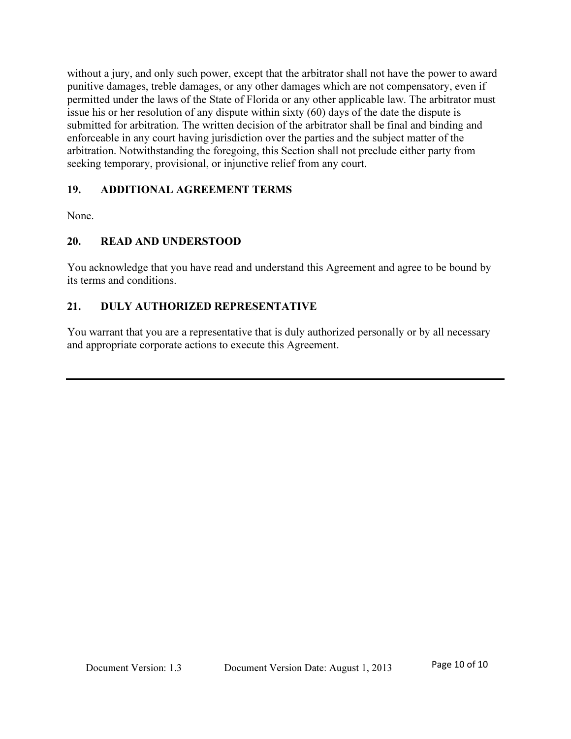without a jury, and only such power, except that the arbitrator shall not have the power to award punitive damages, treble damages, or any other damages which are not compensatory, even if permitted under the laws of the State of Florida or any other applicable law. The arbitrator must issue his or her resolution of any dispute within sixty (60) days of the date the dispute is submitted for arbitration. The written decision of the arbitrator shall be final and binding and enforceable in any court having jurisdiction over the parties and the subject matter of the arbitration. Notwithstanding the foregoing, this Section shall not preclude either party from seeking temporary, provisional, or injunctive relief from any court.

## 19. ADDITIONAL AGREEMENT TERMS

None.

## 20. READ AND UNDERSTOOD

You acknowledge that you have read and understand this Agreement and agree to be bound by its terms and conditions.

## 21. DULY AUTHORIZED REPRESENTATIVE

You warrant that you are a representative that is duly authorized personally or by all necessary and appropriate corporate actions to execute this Agreement.

---

Document Version: 1.3 Document Version Date: August 1, 2013